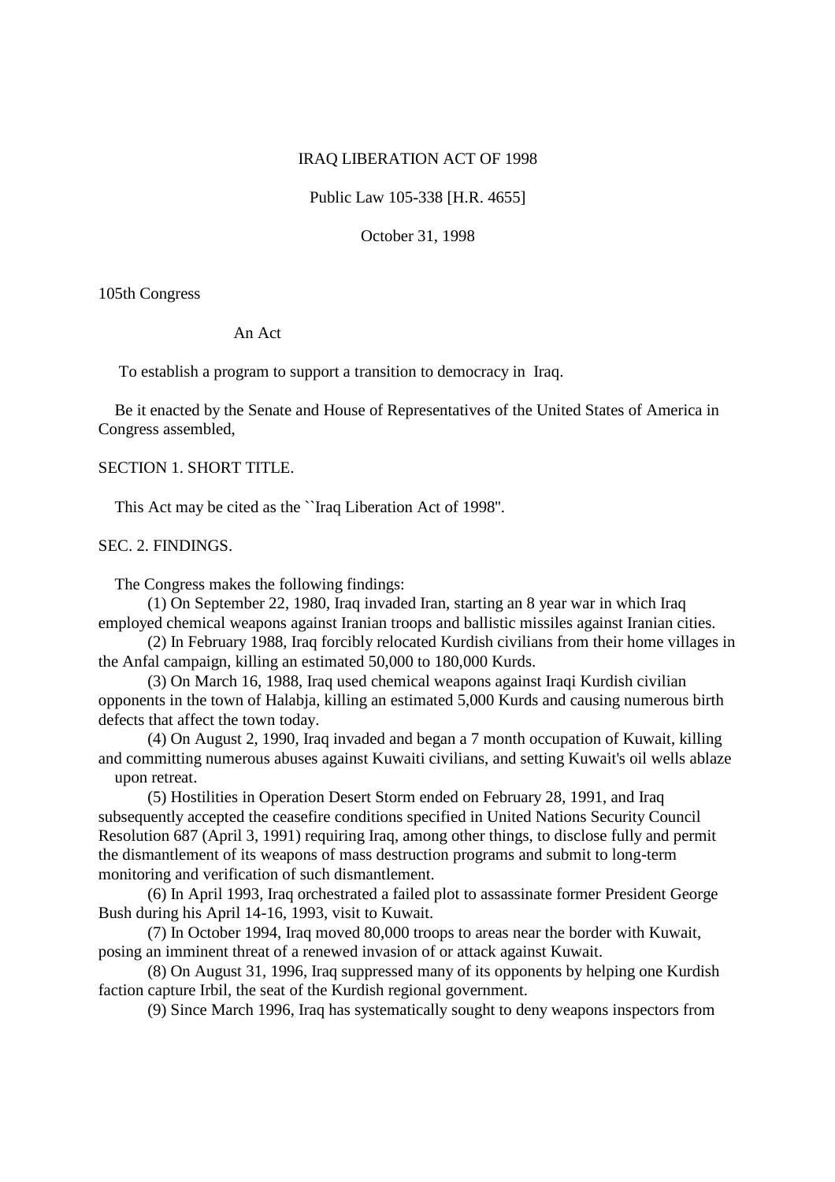# IRAQ LIBERATION ACT OF 1998

Public Law 105-338 [H.R. 4655]

October 31, 1998

105th Congress

An Act

To establish a program to support a transition to democracy in Iraq.

Be it enacted by the Senate and House of Representatives of the United States of America in Congress assembled,

## SECTION 1. SHORT TITLE.

This Act may be cited as the ``Iraq Liberation Act of 1998''.

## SEC. 2. FINDINGS.

The Congress makes the following findings:

(1) On September 22, 1980, Iraq invaded Iran, starting an 8 year war in which Iraq employed chemical weapons against Iranian troops and ballistic missiles against Iranian cities.

(2) In February 1988, Iraq forcibly relocated Kurdish civilians from their home villages in the Anfal campaign, killing an estimated 50,000 to 180,000 Kurds.

(3) On March 16, 1988, Iraq used chemical weapons against Iraqi Kurdish civilian opponents in the town of Halabja, killing an estimated 5,000 Kurds and causing numerous birth defects that affect the town today.

(4) On August 2, 1990, Iraq invaded and began a 7 month occupation of Kuwait, killing and committing numerous abuses against Kuwaiti civilians, and setting Kuwait's oil wells ablaze upon retreat.

(5) Hostilities in Operation Desert Storm ended on February 28, 1991, and Iraq subsequently accepted the ceasefire conditions specified in United Nations Security Council Resolution 687 (April 3, 1991) requiring Iraq, among other things, to disclose fully and permit the dismantlement of its weapons of mass destruction programs and submit to long-term monitoring and verification of such dismantlement.

(6) In April 1993, Iraq orchestrated a failed plot to assassinate former President George Bush during his April 14-16, 1993, visit to Kuwait.

(7) In October 1994, Iraq moved 80,000 troops to areas near the border with Kuwait, posing an imminent threat of a renewed invasion of or attack against Kuwait.

(8) On August 31, 1996, Iraq suppressed many of its opponents by helping one Kurdish faction capture Irbil, the seat of the Kurdish regional government.

(9) Since March 1996, Iraq has systematically sought to deny weapons inspectors from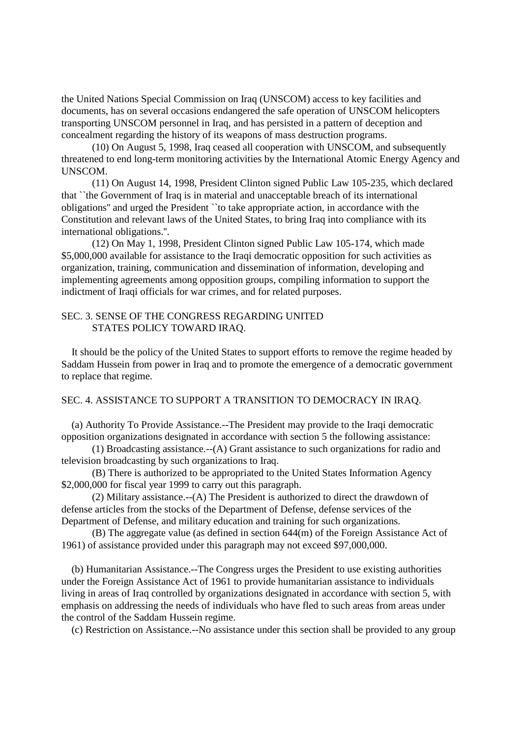the United Nations Special Commission on Iraq (UNSCOM) access to key facilities and documents, has on several occasions endangered the safe operation of UNSCOM helicopters transporting UNSCOM personnel in Iraq, and has persisted in a pattern of deception and concealment regarding the history of its weapons of mass destruction programs.

(10) On August 5, 1998, Iraq ceased all cooperation with UNSCOM, and subsequently threatened to end long-term monitoring activities by the International Atomic Energy Agency and UNSCOM.

(11) On August 14, 1998, President Clinton signed Public Law 105-235, which declared that ``the Government of Iraq is in material and unacceptable breach of its international obligations'' and urged the President ``to take appropriate action, in accordance with the Constitution and relevant laws of the United States, to bring Iraq into compliance with its international obligations.''.

(12) On May 1, 1998, President Clinton signed Public Law 105-174, which made $5,000,000 available for assistance to the Iraqi democratic opposition for such activities as organization, training, communication and dissemination of information, developing and implementing agreements among opposition groups, compiling information to support the indictment of Iraqi officials for war crimes, and for related purposes.

## SEC. 3. SENSE OF THE CONGRESS REGARDING UNITED STATES POLICY TOWARD IRAQ.

It should be the policy of the United States to support efforts to remove the regime headed by Saddam Hussein from power in Iraq and to promote the emergence of a democratic government to replace that regime.

## SEC. 4. ASSISTANCE TO SUPPORT A TRANSITION TO DEMOCRACY IN IRAQ.

(a) Authority To Provide Assistance.--The President may provide to the Iraqi democratic opposition organizations designated in accordance with section 5 the following assistance:

(1) Broadcasting assistance.--(A) Grant assistance to such organizations for radio and television broadcasting by such organizations to Iraq.

(B) There is authorized to be appropriated to the United States Information Agency $2,000,000 for fiscal year 1999 to carry out this paragraph.

(2) Military assistance.--(A) The President is authorized to direct the drawdown of defense articles from the stocks of the Department of Defense, defense services of the Department of Defense, and military education and training for such organizations.

(B) The aggregate value (as defined in section 644(m) of the Foreign Assistance Act of 1961) of assistance provided under this paragraph may not exceed $97,000,000.

(b) Humanitarian Assistance.--The Congress urges the President to use existing authorities under the Foreign Assistance Act of 1961 to provide humanitarian assistance to individuals living in areas of Iraq controlled by organizations designated in accordance with section 5, with emphasis on addressing the needs of individuals who have fled to such areas from areas under the control of the Saddam Hussein regime.

(c) Restriction on Assistance.--No assistance under this section shall be provided to any group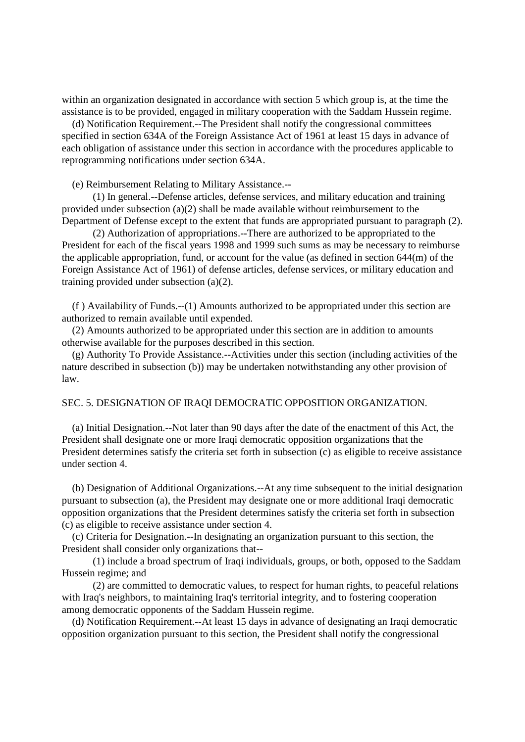within an organization designated in accordance with section 5 which group is, at the time the assistance is to be provided, engaged in military cooperation with the Saddam Hussein regime.

(d) Notification Requirement.--The President shall notify the congressional committees specified in section 634A of the Foreign Assistance Act of 1961 at least 15 days in advance of each obligation of assistance under this section in accordance with the procedures applicable to reprogramming notifications under section 634A.

(e) Reimbursement Relating to Military Assistance.--

(1) In general.--Defense articles, defense services, and military education and training provided under subsection (a)(2) shall be made available without reimbursement to the Department of Defense except to the extent that funds are appropriated pursuant to paragraph (2).

(2) Authorization of appropriations.--There are authorized to be appropriated to the President for each of the fiscal years 1998 and 1999 such sums as may be necessary to reimburse the applicable appropriation, fund, or account for the value (as defined in section 644(m) of the Foreign Assistance Act of 1961) of defense articles, defense services, or military education and training provided under subsection (a)(2).

(f ) Availability of Funds.--(1) Amounts authorized to be appropriated under this section are authorized to remain available until expended.

(2) Amounts authorized to be appropriated under this section are in addition to amounts otherwise available for the purposes described in this section.

(g) Authority To Provide Assistance.--Activities under this section (including activities of the nature described in subsection (b)) may be undertaken notwithstanding any other provision of law.

SEC. 5. DESIGNATION OF IRAQI DEMOCRATIC OPPOSITION ORGANIZATION.

(a) Initial Designation.--Not later than 90 days after the date of the enactment of this Act, the President shall designate one or more Iraqi democratic opposition organizations that the President determines satisfy the criteria set forth in subsection (c) as eligible to receive assistance under section 4.

(b) Designation of Additional Organizations.--At any time subsequent to the initial designation pursuant to subsection (a), the President may designate one or more additional Iraqi democratic opposition organizations that the President determines satisfy the criteria set forth in subsection (c) as eligible to receive assistance under section 4.

(c) Criteria for Designation.--In designating an organization pursuant to this section, the President shall consider only organizations that--

(1) include a broad spectrum of Iraqi individuals, groups, or both, opposed to the Saddam Hussein regime; and

(2) are committed to democratic values, to respect for human rights, to peaceful relations with Iraq's neighbors, to maintaining Iraq's territorial integrity, and to fostering cooperation among democratic opponents of the Saddam Hussein regime.

(d) Notification Requirement.--At least 15 days in advance of designating an Iraqi democratic opposition organization pursuant to this section, the President shall notify the congressional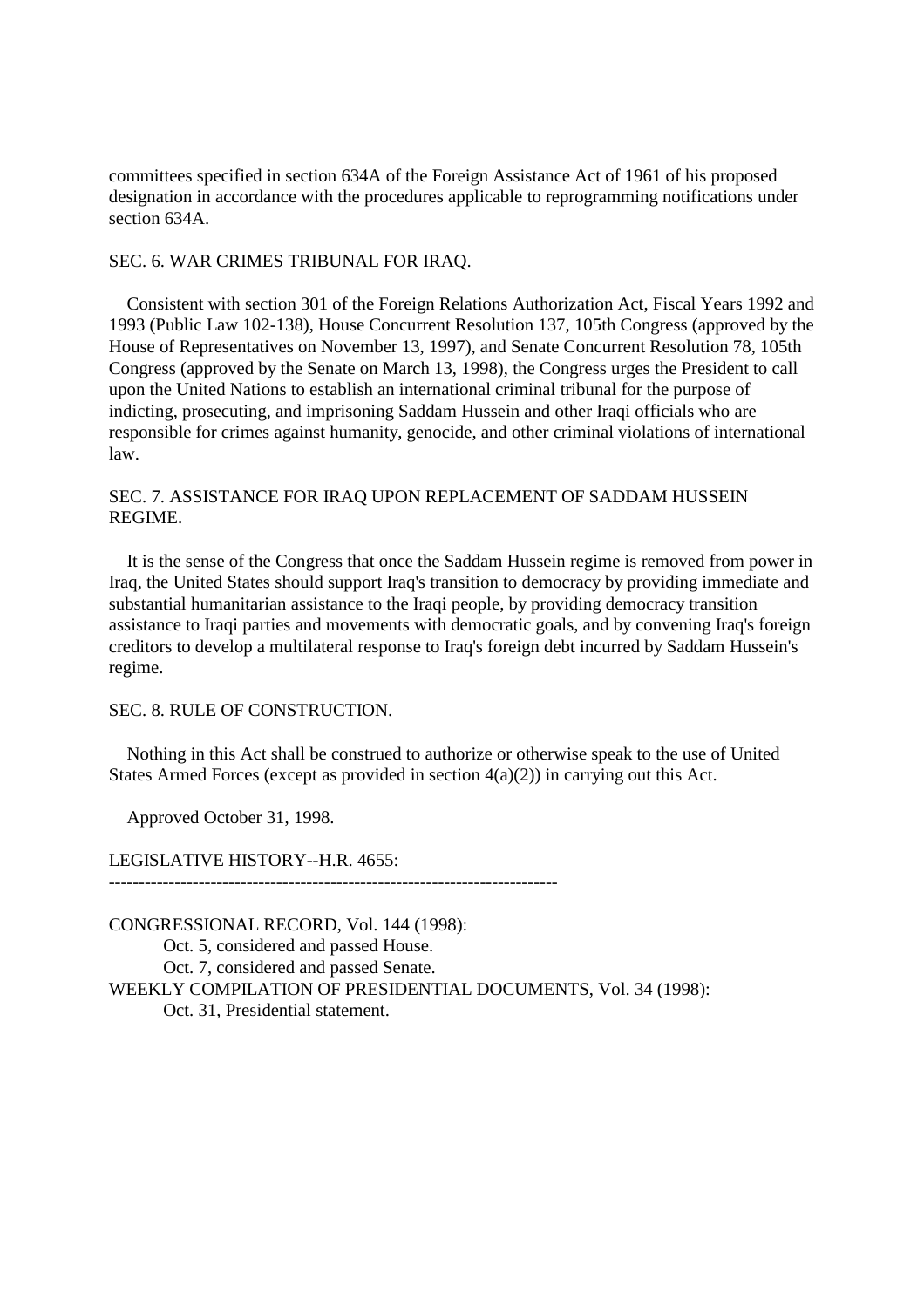committees specified in section 634A of the Foreign Assistance Act of 1961 of his proposed designation in accordance with the procedures applicable to reprogramming notifications under section 634A.

SEC. 6. WAR CRIMES TRIBUNAL FOR IRAQ.

Consistent with section 301 of the Foreign Relations Authorization Act, Fiscal Years 1992 and 1993 (Public Law 102-138), House Concurrent Resolution 137, 105th Congress (approved by the House of Representatives on November 13, 1997), and Senate Concurrent Resolution 78, 105th Congress (approved by the Senate on March 13, 1998), the Congress urges the President to call upon the United Nations to establish an international criminal tribunal for the purpose of indicting, prosecuting, and imprisoning Saddam Hussein and other Iraqi officials who are responsible for crimes against humanity, genocide, and other criminal violations of international law.

SEC. 7. ASSISTANCE FOR IRAQ UPON REPLACEMENT OF SADDAM HUSSEIN REGIME.

It is the sense of the Congress that once the Saddam Hussein regime is removed from power in Iraq, the United States should support Iraq's transition to democracy by providing immediate and substantial humanitarian assistance to the Iraqi people, by providing democracy transition assistance to Iraqi parties and movements with democratic goals, and by convening Iraq's foreign creditors to develop a multilateral response to Iraq's foreign debt incurred by Saddam Hussein's regime.

SEC. 8. RULE OF CONSTRUCTION.

Nothing in this Act shall be construed to authorize or otherwise speak to the use of United States Armed Forces (except as provided in section 4(a)(2)) in carrying out this Act.

Approved October 31, 1998.

LEGISLATIVE HISTORY--H.R. 4655:

---------------------------------------------------------------------------

CONGRESSIONAL RECORD, Vol. 144 (1998):

Oct. 5, considered and passed House.

Oct. 7, considered and passed Senate.

WEEKLY COMPILATION OF PRESIDENTIAL DOCUMENTS, Vol. 34 (1998):

Oct. 31, Presidential statement.